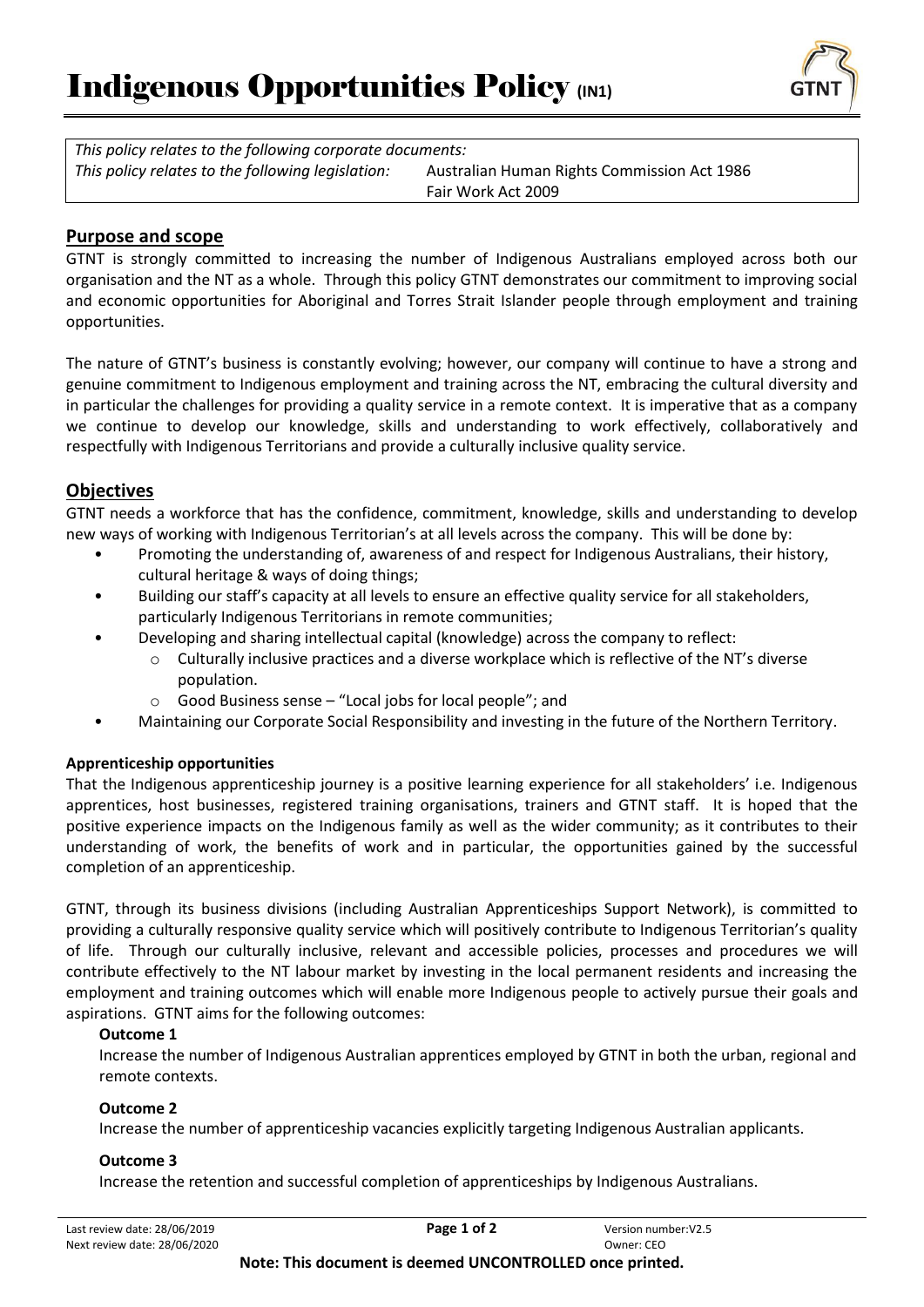# Indigenous Opportunities Policy (IN1)

| *This policy relates to the following corporate documents:* | |
|---|---|
| *This policy relates to the following legislation:* | Australian Human Rights Commission Act 1986<br>Fair Work Act 2009 |

## Purpose and scope

GTNT is strongly committed to increasing the number of Indigenous Australians employed across both our organisation and the NT as a whole. Through this policy GTNT demonstrates our commitment to improving social and economic opportunities for Aboriginal and Torres Strait Islander people through employment and training opportunities.

The nature of GTNT's business is constantly evolving; however, our company will continue to have a strong and genuine commitment to Indigenous employment and training across the NT, embracing the cultural diversity and in particular the challenges for providing a quality service in a remote context. It is imperative that as a company we continue to develop our knowledge, skills and understanding to work effectively, collaboratively and respectfully with Indigenous Territorians and provide a culturally inclusive quality service.

## Objectives

GTNT needs a workforce that has the confidence, commitment, knowledge, skills and understanding to develop new ways of working with Indigenous Territorian's at all levels across the company. This will be done by:

- Promoting the understanding of, awareness of and respect for Indigenous Australians, their history, cultural heritage & ways of doing things;
- Building our staff's capacity at all levels to ensure an effective quality service for all stakeholders, particularly Indigenous Territorians in remote communities;
- Developing and sharing intellectual capital (knowledge) across the company to reflect:
  - Culturally inclusive practices and a diverse workplace which is reflective of the NT's diverse population.
  - Good Business sense – "Local jobs for local people"; and
- Maintaining our Corporate Social Responsibility and investing in the future of the Northern Territory.

### Apprenticeship opportunities

That the Indigenous apprenticeship journey is a positive learning experience for all stakeholders' i.e. Indigenous apprentices, host businesses, registered training organisations, trainers and GTNT staff. It is hoped that the positive experience impacts on the Indigenous family as well as the wider community; as it contributes to their understanding of work, the benefits of work and in particular, the opportunities gained by the successful completion of an apprenticeship.

GTNT, through its business divisions (including Australian Apprenticeships Support Network), is committed to providing a culturally responsive quality service which will positively contribute to Indigenous Territorian's quality of life. Through our culturally inclusive, relevant and accessible policies, processes and procedures we will contribute effectively to the NT labour market by investing in the local permanent residents and increasing the employment and training outcomes which will enable more Indigenous people to actively pursue their goals and aspirations. GTNT aims for the following outcomes:

**Outcome 1**

Increase the number of Indigenous Australian apprentices employed by GTNT in both the urban, regional and remote contexts.

**Outcome 2**

Increase the number of apprenticeship vacancies explicitly targeting Indigenous Australian applicants.

**Outcome 3**

Increase the retention and successful completion of apprenticeships by Indigenous Australians.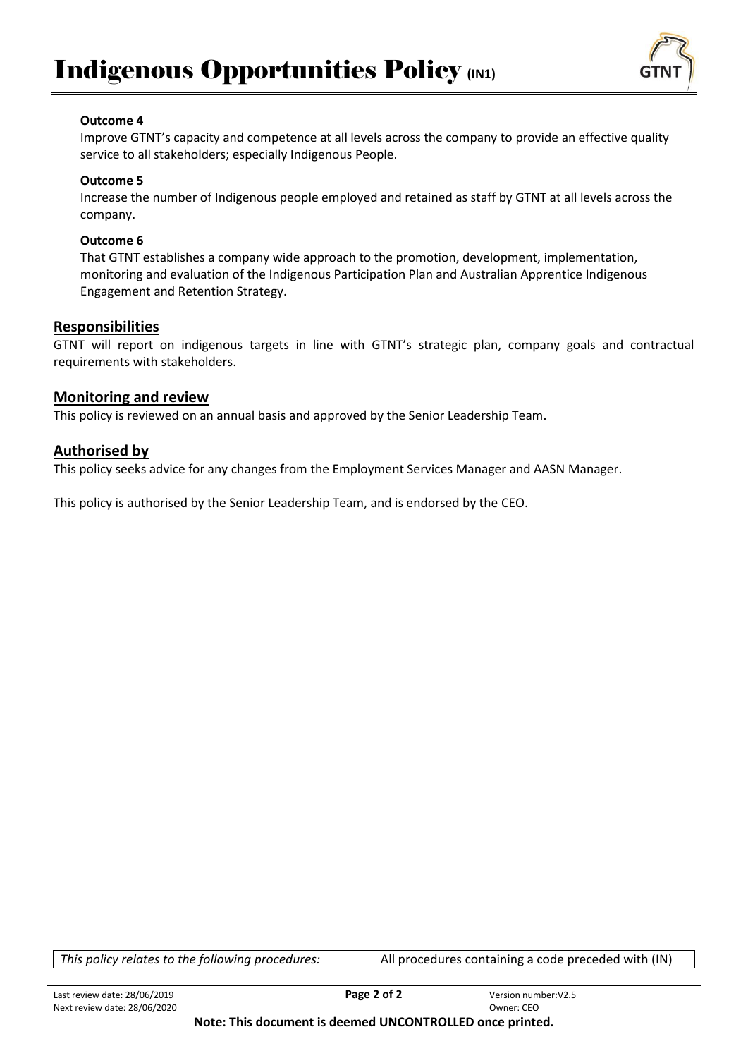**Outcome 4**

Improve GTNT's capacity and competence at all levels across the company to provide an effective quality service to all stakeholders; especially Indigenous People.

**Outcome 5**

Increase the number of Indigenous people employed and retained as staff by GTNT at all levels across the company.

**Outcome 6**

That GTNT establishes a company wide approach to the promotion, development, implementation, monitoring and evaluation of the Indigenous Participation Plan and Australian Apprentice Indigenous Engagement and Retention Strategy.

## Responsibilities

GTNT will report on indigenous targets in line with GTNT's strategic plan, company goals and contractual requirements with stakeholders.

## Monitoring and review

This policy is reviewed on an annual basis and approved by the Senior Leadership Team.

## Authorised by

This policy seeks advice for any changes from the Employment Services Manager and AASN Manager.

This policy is authorised by the Senior Leadership Team, and is endorsed by the CEO.

| | |
|---|---|
| *This policy relates to the following procedures:* | All procedures containing a code preceded with (IN) |

Last review date: 28/06/2019
Next review date: 28/06/2020

Version number:V2.5
Owner: CEO

**Note: This document is deemed UNCONTROLLED once printed.**